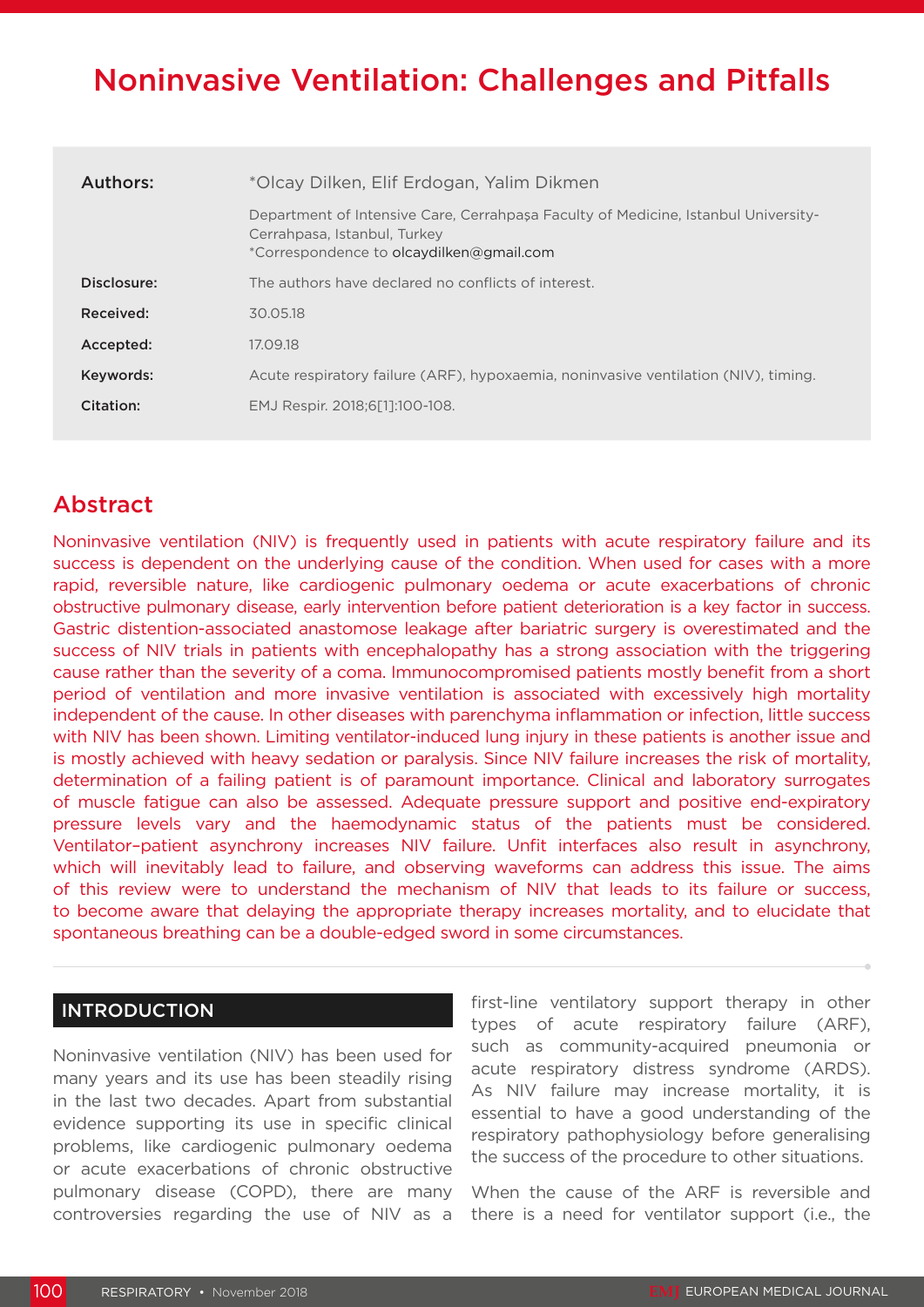# Noninvasive Ventilation: Challenges and Pitfalls

| | |
|---|---|
| **Authors:** | *Olcay Dilken, Elif Erdogan, Yalim Dikmen<br>Department of Intensive Care, Cerrahpaşa Faculty of Medicine, Istanbul University-Cerrahpasa, Istanbul, Turkey<br>*Correspondence to olcaydilken@gmail.com |
| **Disclosure:** | The authors have declared no conflicts of interest. |
| **Received:** | 30.05.18 |
| **Accepted:** | 17.09.18 |
| **Keywords:** | Acute respiratory failure (ARF), hypoxaemia, noninvasive ventilation (NIV), timing. |
| **Citation:** | EMJ Respir. 2018;6[1]:100-108. |

## Abstract

Noninvasive ventilation (NIV) is frequently used in patients with acute respiratory failure and its success is dependent on the underlying cause of the condition. When used for cases with a more rapid, reversible nature, like cardiogenic pulmonary oedema or acute exacerbations of chronic obstructive pulmonary disease, early intervention before patient deterioration is a key factor in success. Gastric distention-associated anastomose leakage after bariatric surgery is overestimated and the success of NIV trials in patients with encephalopathy has a strong association with the triggering cause rather than the severity of a coma. Immunocompromised patients mostly benefit from a short period of ventilation and more invasive ventilation is associated with excessively high mortality independent of the cause. In other diseases with parenchyma inflammation or infection, little success with NIV has been shown. Limiting ventilator-induced lung injury in these patients is another issue and is mostly achieved with heavy sedation or paralysis. Since NIV failure increases the risk of mortality, determination of a failing patient is of paramount importance. Clinical and laboratory surrogates of muscle fatigue can also be assessed. Adequate pressure support and positive end-expiratory pressure levels vary and the haemodynamic status of the patients must be considered. Ventilator–patient asynchrony increases NIV failure. Unfit interfaces also result in asynchrony, which will inevitably lead to failure, and observing waveforms can address this issue. The aims of this review were to understand the mechanism of NIV that leads to its failure or success, to become aware that delaying the appropriate therapy increases mortality, and to elucidate that spontaneous breathing can be a double-edged sword in some circumstances.

## INTRODUCTION

Noninvasive ventilation (NIV) has been used for many years and its use has been steadily rising in the last two decades. Apart from substantial evidence supporting its use in specific clinical problems, like cardiogenic pulmonary oedema or acute exacerbations of chronic obstructive pulmonary disease (COPD), there are many controversies regarding the use of NIV as a first-line ventilatory support therapy in other types of acute respiratory failure (ARF), such as community-acquired pneumonia or acute respiratory distress syndrome (ARDS). As NIV failure may increase mortality, it is essential to have a good understanding of the respiratory pathophysiology before generalising the success of the procedure to other situations.

When the cause of the ARF is reversible and there is a need for ventilator support (i.e., the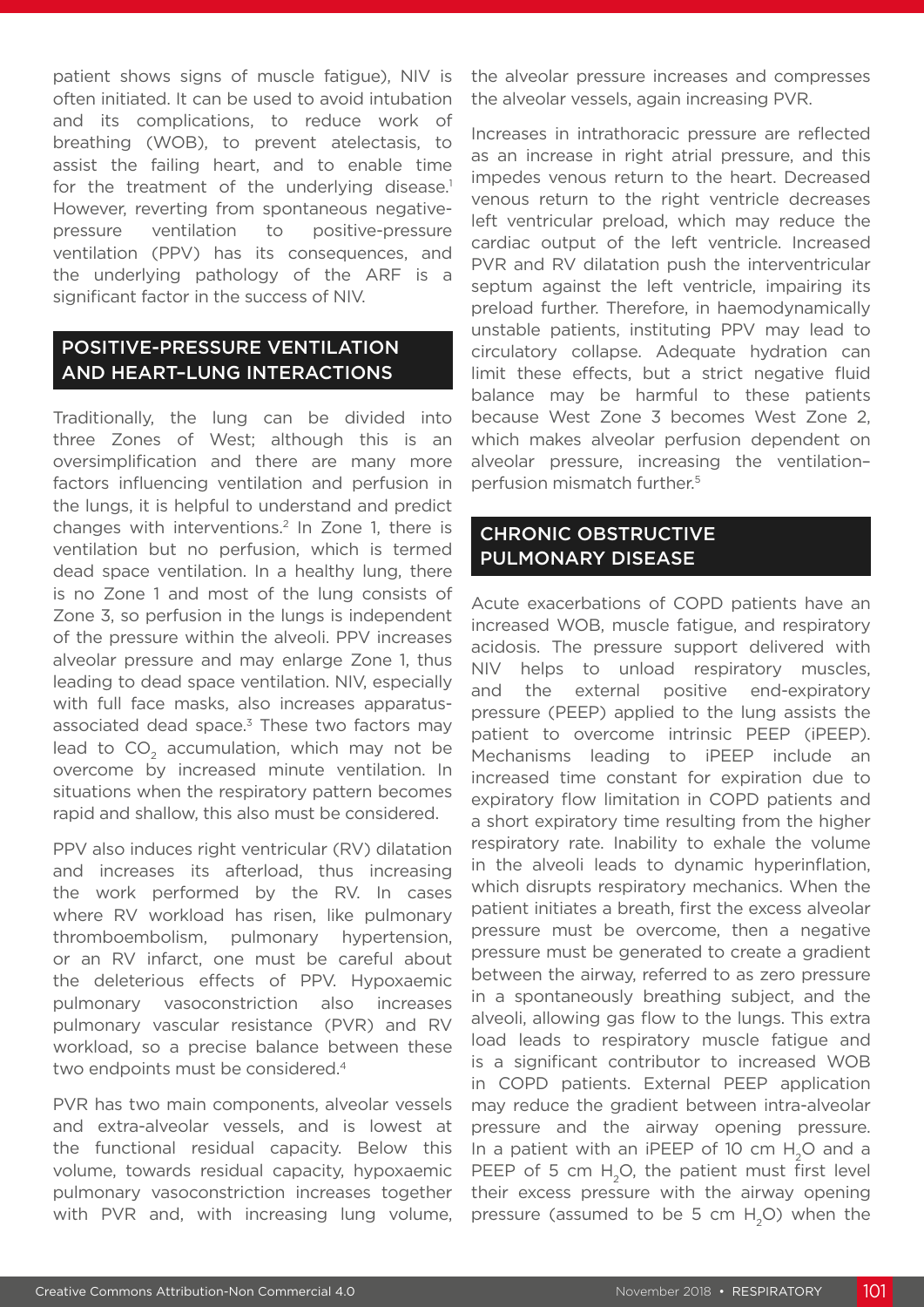patient shows signs of muscle fatigue), NIV is often initiated. It can be used to avoid intubation and its complications, to reduce work of breathing (WOB), to prevent atelectasis, to assist the failing heart, and to enable time for the treatment of the underlying disease.[1] However, reverting from spontaneous negative-pressure ventilation to positive-pressure ventilation (PPV) has its consequences, and the underlying pathology of the ARF is a significant factor in the success of NIV.

## POSITIVE-PRESSURE VENTILATION AND HEART–LUNG INTERACTIONS

Traditionally, the lung can be divided into three Zones of West; although this is an oversimplification and there are many more factors influencing ventilation and perfusion in the lungs, it is helpful to understand and predict changes with interventions.[2] In Zone 1, there is ventilation but no perfusion, which is termed dead space ventilation. In a healthy lung, there is no Zone 1 and most of the lung consists of Zone 3, so perfusion in the lungs is independent of the pressure within the alveoli. PPV increases alveolar pressure and may enlarge Zone 1, thus leading to dead space ventilation. NIV, especially with full face masks, also increases apparatus-associated dead space.[3] These two factors may lead to $CO_2$ accumulation, which may not be overcome by increased minute ventilation. In situations when the respiratory pattern becomes rapid and shallow, this also must be considered.

PPV also induces right ventricular (RV) dilatation and increases its afterload, thus increasing the work performed by the RV. In cases where RV workload has risen, like pulmonary thromboembolism, pulmonary hypertension, or an RV infarct, one must be careful about the deleterious effects of PPV. Hypoxaemic pulmonary vasoconstriction also increases pulmonary vascular resistance (PVR) and RV workload, so a precise balance between these two endpoints must be considered.[4]

PVR has two main components, alveolar vessels and extra-alveolar vessels, and is lowest at the functional residual capacity. Below this volume, towards residual capacity, hypoxaemic pulmonary vasoconstriction increases together with PVR and, with increasing lung volume, the alveolar pressure increases and compresses the alveolar vessels, again increasing PVR.

Increases in intrathoracic pressure are reflected as an increase in right atrial pressure, and this impedes venous return to the heart. Decreased venous return to the right ventricle decreases left ventricular preload, which may reduce the cardiac output of the left ventricle. Increased PVR and RV dilatation push the interventricular septum against the left ventricle, impairing its preload further. Therefore, in haemodynamically unstable patients, instituting PPV may lead to circulatory collapse. Adequate hydration can limit these effects, but a strict negative fluid balance may be harmful to these patients because West Zone 3 becomes West Zone 2, which makes alveolar perfusion dependent on alveolar pressure, increasing the ventilation–perfusion mismatch further.[5]

## CHRONIC OBSTRUCTIVE PULMONARY DISEASE

Acute exacerbations of COPD patients have an increased WOB, muscle fatigue, and respiratory acidosis. The pressure support delivered with NIV helps to unload respiratory muscles, and the external positive end-expiratory pressure (PEEP) applied to the lung assists the patient to overcome intrinsic PEEP (iPEEP). Mechanisms leading to iPEEP include an increased time constant for expiration due to expiratory flow limitation in COPD patients and a short expiratory time resulting from the higher respiratory rate. Inability to exhale the volume in the alveoli leads to dynamic hyperinflation, which disrupts respiratory mechanics. When the patient initiates a breath, first the excess alveolar pressure must be overcome, then a negative pressure must be generated to create a gradient between the airway, referred to as zero pressure in a spontaneously breathing subject, and the alveoli, allowing gas flow to the lungs. This extra load leads to respiratory muscle fatigue and is a significant contributor to increased WOB in COPD patients. External PEEP application may reduce the gradient between intra-alveolar pressure and the airway opening pressure. In a patient with an iPEEP of 10 cm $H_2O$ and a PEEP of 5 cm $H_2O$, the patient must first level their excess pressure with the airway opening pressure (assumed to be 5 cm $H_2O$) when the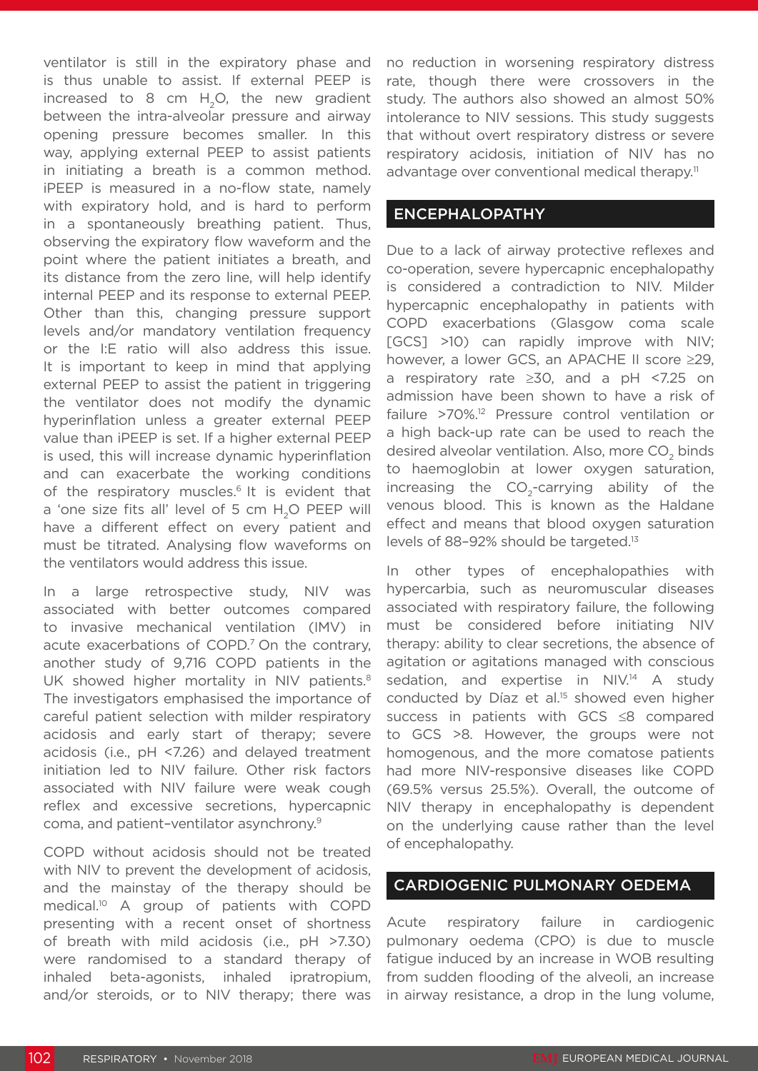ventilator is still in the expiratory phase and is thus unable to assist. If external PEEP is increased to 8 cm $H_2O$, the new gradient between the intra-alveolar pressure and airway opening pressure becomes smaller. In this way, applying external PEEP to assist patients in initiating a breath is a common method. iPEEP is measured in a no-flow state, namely with expiratory hold, and is hard to perform in a spontaneously breathing patient. Thus, observing the expiratory flow waveform and the point where the patient initiates a breath, and its distance from the zero line, will help identify internal PEEP and its response to external PEEP. Other than this, changing pressure support levels and/or mandatory ventilation frequency or the I:E ratio will also address this issue. It is important to keep in mind that applying external PEEP to assist the patient in triggering the ventilator does not modify the dynamic hyperinflation unless a greater external PEEP value than iPEEP is set. If a higher external PEEP is used, this will increase dynamic hyperinflation and can exacerbate the working conditions of the respiratory muscles.[6] It is evident that a 'one size fits all' level of 5 cm $H_2O$ PEEP will have a different effect on every patient and must be titrated. Analysing flow waveforms on the ventilators would address this issue.

In a large retrospective study, NIV was associated with better outcomes compared to invasive mechanical ventilation (IMV) in acute exacerbations of COPD.[7] On the contrary, another study of 9,716 COPD patients in the UK showed higher mortality in NIV patients.[8] The investigators emphasised the importance of careful patient selection with milder respiratory acidosis and early start of therapy; severe acidosis (i.e., pH <7.26) and delayed treatment initiation led to NIV failure. Other risk factors associated with NIV failure were weak cough reflex and excessive secretions, hypercapnic coma, and patient–ventilator asynchrony.[9]

COPD without acidosis should not be treated with NIV to prevent the development of acidosis, and the mainstay of the therapy should be medical.[10] A group of patients with COPD presenting with a recent onset of shortness of breath with mild acidosis (i.e., pH >7.30) were randomised to a standard therapy of inhaled beta-agonists, inhaled ipratropium, and/or steroids, or to NIV therapy; there was no reduction in worsening respiratory distress rate, though there were crossovers in the study. The authors also showed an almost 50% intolerance to NIV sessions. This study suggests that without overt respiratory distress or severe respiratory acidosis, initiation of NIV has no advantage over conventional medical therapy.[11]

## ENCEPHALOPATHY

Due to a lack of airway protective reflexes and co-operation, severe hypercapnic encephalopathy is considered a contradiction to NIV. Milder hypercapnic encephalopathy in patients with COPD exacerbations (Glasgow coma scale [GCS] >10) can rapidly improve with NIV; however, a lower GCS, an APACHE II score ≥29, a respiratory rate ≥30, and a pH <7.25 on admission have been shown to have a risk of failure >70%.[12] Pressure control ventilation or a high back-up rate can be used to reach the desired alveolar ventilation. Also, more $CO_2$ binds to haemoglobin at lower oxygen saturation, increasing the $CO_2$-carrying ability of the venous blood. This is known as the Haldane effect and means that blood oxygen saturation levels of 88–92% should be targeted.[13]

In other types of encephalopathies with hypercarbia, such as neuromuscular diseases associated with respiratory failure, the following must be considered before initiating NIV therapy: ability to clear secretions, the absence of agitation or agitations managed with conscious sedation, and expertise in NIV.[14] A study conducted by Díaz et al.[15] showed even higher success in patients with GCS ≤8 compared to GCS >8. However, the groups were not homogenous, and the more comatose patients had more NIV-responsive diseases like COPD (69.5% versus 25.5%). Overall, the outcome of NIV therapy in encephalopathy is dependent on the underlying cause rather than the level of encephalopathy.

## CARDIOGENIC PULMONARY OEDEMA

Acute respiratory failure in cardiogenic pulmonary oedema (CPO) is due to muscle fatigue induced by an increase in WOB resulting from sudden flooding of the alveoli, an increase in airway resistance, a drop in the lung volume,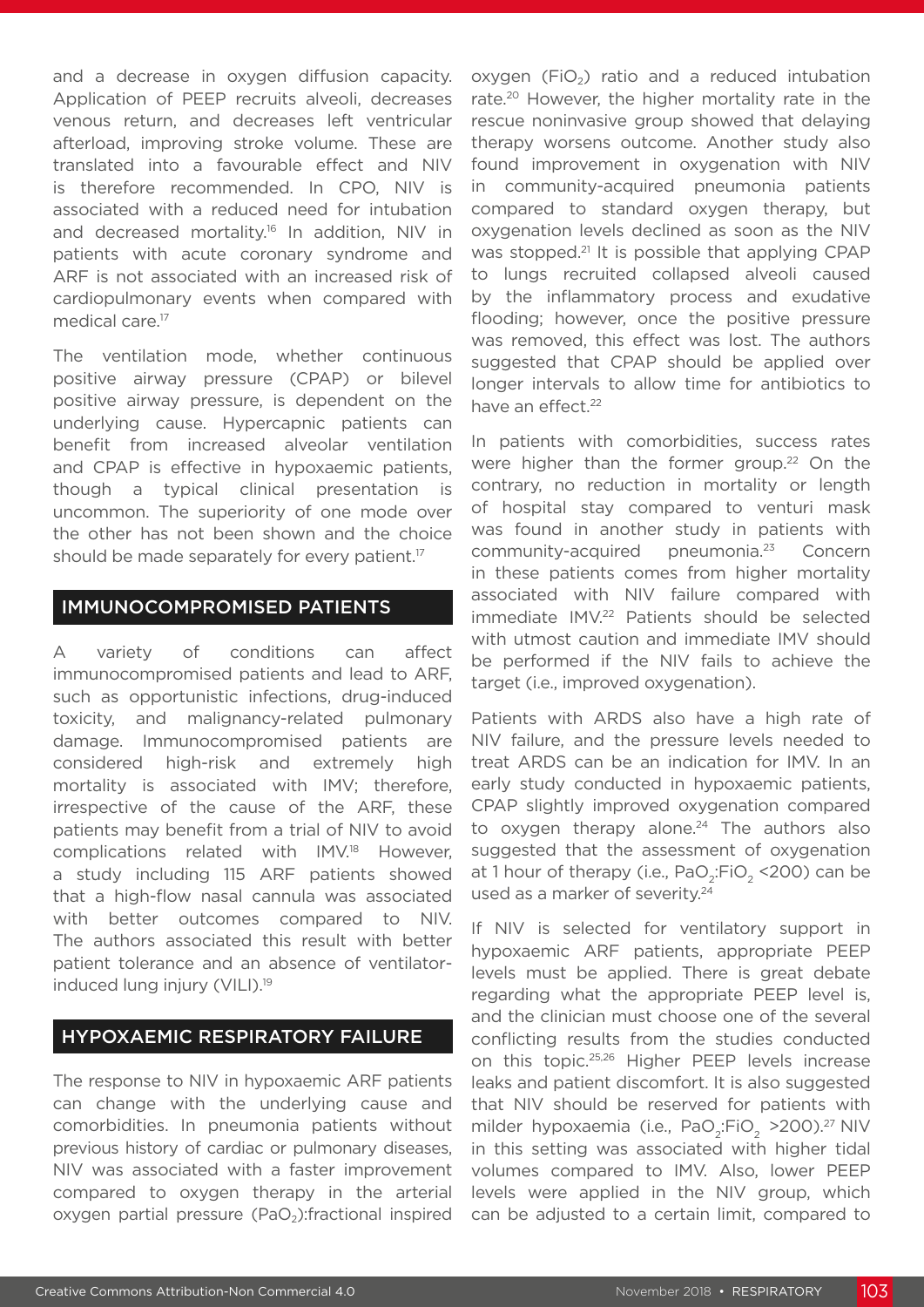and a decrease in oxygen diffusion capacity. Application of PEEP recruits alveoli, decreases venous return, and decreases left ventricular afterload, improving stroke volume. These are translated into a favourable effect and NIV is therefore recommended. In CPO, NIV is associated with a reduced need for intubation and decreased mortality.[16] In addition, NIV in patients with acute coronary syndrome and ARF is not associated with an increased risk of cardiopulmonary events when compared with medical care.[17]

The ventilation mode, whether continuous positive airway pressure (CPAP) or bilevel positive airway pressure, is dependent on the underlying cause. Hypercapnic patients can benefit from increased alveolar ventilation and CPAP is effective in hypoxaemic patients, though a typical clinical presentation is uncommon. The superiority of one mode over the other has not been shown and the choice should be made separately for every patient.[17]

## IMMUNOCOMPROMISED PATIENTS

A variety of conditions can affect immunocompromised patients and lead to ARF, such as opportunistic infections, drug-induced toxicity, and malignancy-related pulmonary damage. Immunocompromised patients are considered high-risk and extremely high mortality is associated with IMV; therefore, irrespective of the cause of the ARF, these patients may benefit from a trial of NIV to avoid complications related with IMV.[18] However, a study including 115 ARF patients showed that a high-flow nasal cannula was associated with better outcomes compared to NIV. The authors associated this result with better patient tolerance and an absence of ventilator-induced lung injury (VILI).[19]

## HYPOXAEMIC RESPIRATORY FAILURE

The response to NIV in hypoxaemic ARF patients can change with the underlying cause and comorbidities. In pneumonia patients without previous history of cardiac or pulmonary diseases, NIV was associated with a faster improvement compared to oxygen therapy in the arterial oxygen partial pressure ($PaO_2$):fractional inspired oxygen ($FiO_2$) ratio and a reduced intubation rate.[20] However, the higher mortality rate in the rescue noninvasive group showed that delaying therapy worsens outcome. Another study also found improvement in oxygenation with NIV in community-acquired pneumonia patients compared to standard oxygen therapy, but oxygenation levels declined as soon as the NIV was stopped.[21] It is possible that applying CPAP to lungs recruited collapsed alveoli caused by the inflammatory process and exudative flooding; however, once the positive pressure was removed, this effect was lost. The authors suggested that CPAP should be applied over longer intervals to allow time for antibiotics to have an effect.[22]

In patients with comorbidities, success rates were higher than the former group.[22] On the contrary, no reduction in mortality or length of hospital stay compared to venturi mask was found in another study in patients with community-acquired pneumonia.[23] Concern in these patients comes from higher mortality associated with NIV failure compared with immediate IMV.[22] Patients should be selected with utmost caution and immediate IMV should be performed if the NIV fails to achieve the target (i.e., improved oxygenation).

Patients with ARDS also have a high rate of NIV failure, and the pressure levels needed to treat ARDS can be an indication for IMV. In an early study conducted in hypoxaemic patients, CPAP slightly improved oxygenation compared to oxygen therapy alone.[24] The authors also suggested that the assessment of oxygenation at 1 hour of therapy (i.e., $PaO_2$:$FiO_2$ <200) can be used as a marker of severity.[24]

If NIV is selected for ventilatory support in hypoxaemic ARF patients, appropriate PEEP levels must be applied. There is great debate regarding what the appropriate PEEP level is, and the clinician must choose one of the several conflicting results from the studies conducted on this topic.[25,26] Higher PEEP levels increase leaks and patient discomfort. It is also suggested that NIV should be reserved for patients with milder hypoxaemia (i.e., $PaO_2$:$FiO_2$ >200).[27] NIV in this setting was associated with higher tidal volumes compared to IMV. Also, lower PEEP levels were applied in the NIV group, which can be adjusted to a certain limit, compared to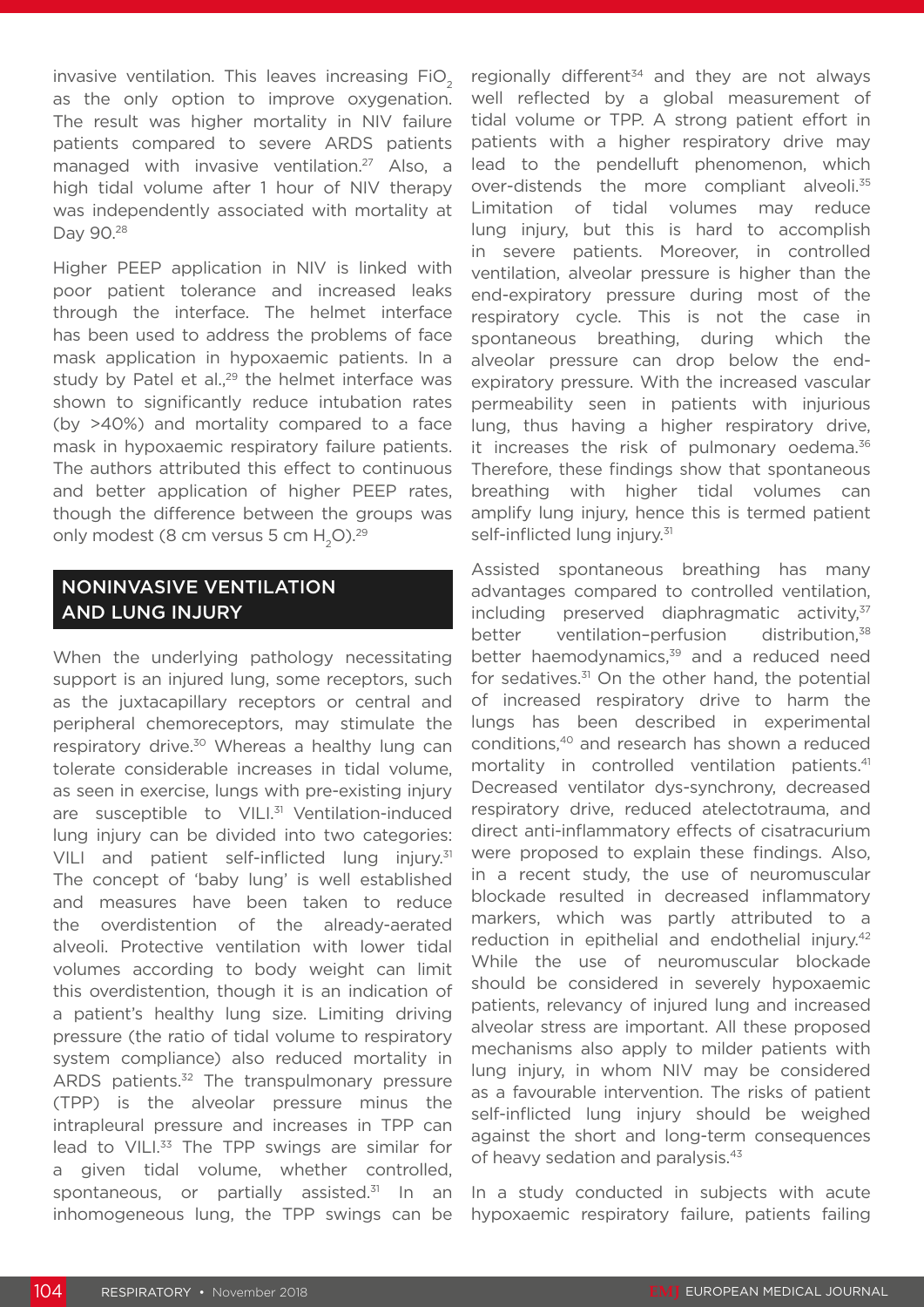invasive ventilation. This leaves increasing $FiO_2$ as the only option to improve oxygenation. The result was higher mortality in NIV failure patients compared to severe ARDS patients managed with invasive ventilation.[27] Also, a high tidal volume after 1 hour of NIV therapy was independently associated with mortality at Day 90.[28]

Higher PEEP application in NIV is linked with poor patient tolerance and increased leaks through the interface. The helmet interface has been used to address the problems of face mask application in hypoxaemic patients. In a study by Patel et al.,[29] the helmet interface was shown to significantly reduce intubation rates (by >40%) and mortality compared to a face mask in hypoxaemic respiratory failure patients. The authors attributed this effect to continuous and better application of higher PEEP rates, though the difference between the groups was only modest (8 cm versus 5 cm $H_2O$).[29]

## NONINVASIVE VENTILATION AND LUNG INJURY

When the underlying pathology necessitating support is an injured lung, some receptors, such as the juxtacapillary receptors or central and peripheral chemoreceptors, may stimulate the respiratory drive.[30] Whereas a healthy lung can tolerate considerable increases in tidal volume, as seen in exercise, lungs with pre-existing injury are susceptible to VILI.[31] Ventilation-induced lung injury can be divided into two categories: VILI and patient self-inflicted lung injury.[31] The concept of 'baby lung' is well established and measures have been taken to reduce the overdistention of the already-aerated alveoli. Protective ventilation with lower tidal volumes according to body weight can limit this overdistention, though it is an indication of a patient's healthy lung size. Limiting driving pressure (the ratio of tidal volume to respiratory system compliance) also reduced mortality in ARDS patients.[32] The transpulmonary pressure (TPP) is the alveolar pressure minus the intrapleural pressure and increases in TPP can lead to VILI.[33] The TPP swings are similar for a given tidal volume, whether controlled, spontaneous, or partially assisted.[31] In an inhomogeneous lung, the TPP swings can be regionally different[34] and they are not always well reflected by a global measurement of tidal volume or TPP. A strong patient effort in patients with a higher respiratory drive may lead to the pendelluft phenomenon, which over-distends the more compliant alveoli.[35] Limitation of tidal volumes may reduce lung injury, but this is hard to accomplish in severe patients. Moreover, in controlled ventilation, alveolar pressure is higher than the end-expiratory pressure during most of the respiratory cycle. This is not the case in spontaneous breathing, during which the alveolar pressure can drop below the end-expiratory pressure. With the increased vascular permeability seen in patients with injurious lung, thus having a higher respiratory drive, it increases the risk of pulmonary oedema.[36] Therefore, these findings show that spontaneous breathing with higher tidal volumes can amplify lung injury, hence this is termed patient self-inflicted lung injury.[31]

Assisted spontaneous breathing has many advantages compared to controlled ventilation, including preserved diaphragmatic activity,[37] better ventilation–perfusion distribution,[38] better haemodynamics,[39] and a reduced need for sedatives.[31] On the other hand, the potential of increased respiratory drive to harm the lungs has been described in experimental conditions,[40] and research has shown a reduced mortality in controlled ventilation patients.[41] Decreased ventilator dys-synchrony, decreased respiratory drive, reduced atelectotrauma, and direct anti-inflammatory effects of cisatracurium were proposed to explain these findings. Also, in a recent study, the use of neuromuscular blockade resulted in decreased inflammatory markers, which was partly attributed to a reduction in epithelial and endothelial injury.[42] While the use of neuromuscular blockade should be considered in severely hypoxaemic patients, relevancy of injured lung and increased alveolar stress are important. All these proposed mechanisms also apply to milder patients with lung injury, in whom NIV may be considered as a favourable intervention. The risks of patient self-inflicted lung injury should be weighed against the short and long-term consequences of heavy sedation and paralysis.[43]

In a study conducted in subjects with acute hypoxaemic respiratory failure, patients failing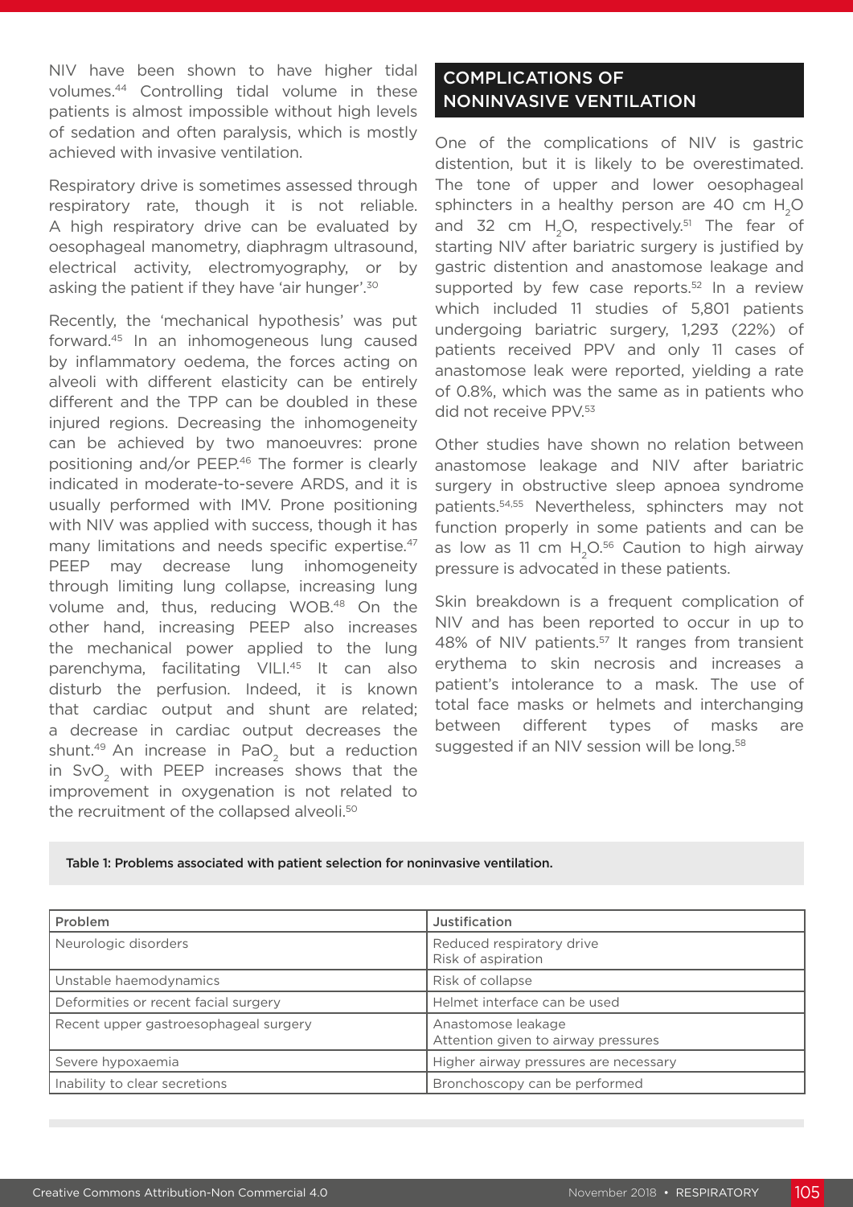NIV have been shown to have higher tidal volumes.[44] Controlling tidal volume in these patients is almost impossible without high levels of sedation and often paralysis, which is mostly achieved with invasive ventilation.

Respiratory drive is sometimes assessed through respiratory rate, though it is not reliable. A high respiratory drive can be evaluated by oesophageal manometry, diaphragm ultrasound, electrical activity, electromyography, or by asking the patient if they have 'air hunger'.[30]

Recently, the 'mechanical hypothesis' was put forward.[45] In an inhomogeneous lung caused by inflammatory oedema, the forces acting on alveoli with different elasticity can be entirely different and the TPP can be doubled in these injured regions. Decreasing the inhomogeneity can be achieved by two manoeuvres: prone positioning and/or PEEP.[46] The former is clearly indicated in moderate-to-severe ARDS, and it is usually performed with IMV. Prone positioning with NIV was applied with success, though it has many limitations and needs specific expertise.[47] PEEP may decrease lung inhomogeneity through limiting lung collapse, increasing lung volume and, thus, reducing WOB.[48] On the other hand, increasing PEEP also increases the mechanical power applied to the lung parenchyma, facilitating VILI.[45] It can also disturb the perfusion. Indeed, it is known that cardiac output and shunt are related; a decrease in cardiac output decreases the shunt.[49] An increase in $PaO_2$ but a reduction in $SvO_2$ with PEEP increases shows that the improvement in oxygenation is not related to the recruitment of the collapsed alveoli.[50]

## COMPLICATIONS OF NONINVASIVE VENTILATION

One of the complications of NIV is gastric distention, but it is likely to be overestimated. The tone of upper and lower oesophageal sphincters in a healthy person are 40 cm $H_2O$ and 32 cm $H_2O$, respectively.[51] The fear of starting NIV after bariatric surgery is justified by gastric distention and anastomose leakage and supported by few case reports.[52] In a review which included 11 studies of 5,801 patients undergoing bariatric surgery, 1,293 (22%) of patients received PPV and only 11 cases of anastomose leak were reported, yielding a rate of 0.8%, which was the same as in patients who did not receive PPV.[53]

Other studies have shown no relation between anastomose leakage and NIV after bariatric surgery in obstructive sleep apnoea syndrome patients.[54,55] Nevertheless, sphincters may not function properly in some patients and can be as low as 11 cm $H_2O$.[56] Caution to high airway pressure is advocated in these patients.

Skin breakdown is a frequent complication of NIV and has been reported to occur in up to 48% of NIV patients.[57] It ranges from transient erythema to skin necrosis and increases a patient's intolerance to a mask. The use of total face masks or helmets and interchanging between different types of masks are suggested if an NIV session will be long.[58]

**Table 1: Problems associated with patient selection for noninvasive ventilation.**

| Problem | Justification |
|---|---|
| Neurologic disorders | Reduced respiratory drive<br>Risk of aspiration |
| Unstable haemodynamics | Risk of collapse |
| Deformities or recent facial surgery | Helmet interface can be used |
| Recent upper gastroesophageal surgery | Anastomose leakage<br>Attention given to airway pressures |
| Severe hypoxaemia | Higher airway pressures are necessary |
| Inability to clear secretions | Bronchoscopy can be performed |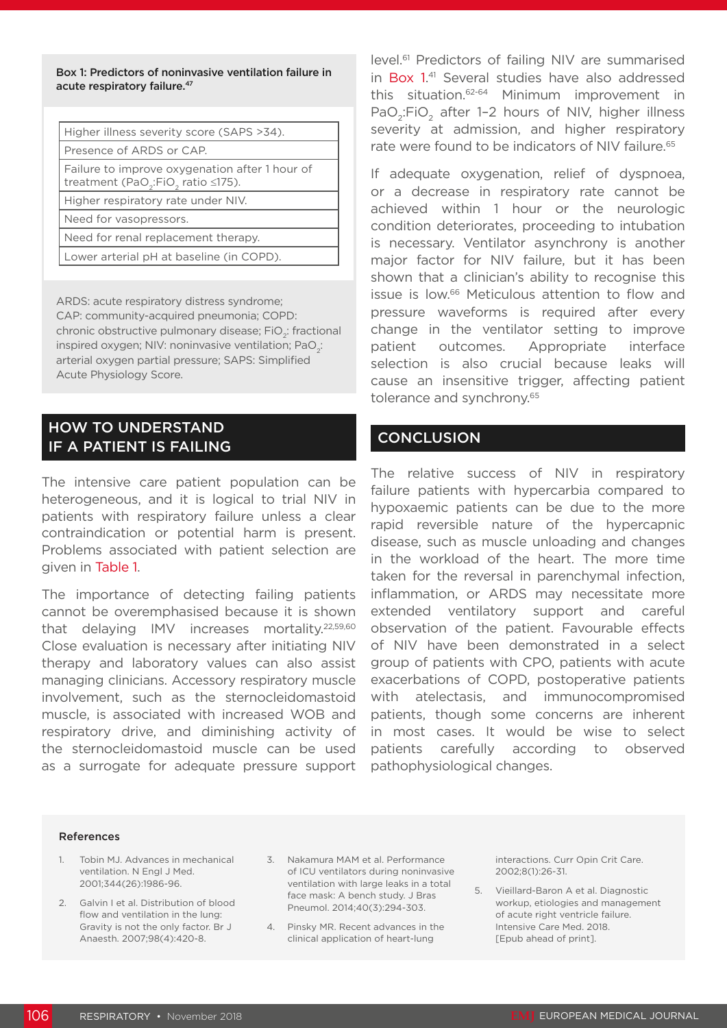**Box 1: Predictors of noninvasive ventilation failure in acute respiratory failure.[47]**

| |
|---|
| Higher illness severity score (SAPS >34). |
| Presence of ARDS or CAP. |
| Failure to improve oxygenation after 1 hour of treatment ($PaO_2$:$FiO_2$ ratio ≤175). |
| Higher respiratory rate under NIV. |
| Need for vasopressors. |
| Need for renal replacement therapy. |
| Lower arterial pH at baseline (in COPD). |

ARDS: acute respiratory distress syndrome; CAP: community-acquired pneumonia; COPD: chronic obstructive pulmonary disease; $FiO_2$: fractional inspired oxygen; NIV: noninvasive ventilation; $PaO_2$: arterial oxygen partial pressure; SAPS: Simplified Acute Physiology Score.

## HOW TO UNDERSTAND IF A PATIENT IS FAILING

The intensive care patient population can be heterogeneous, and it is logical to trial NIV in patients with respiratory failure unless a clear contraindication or potential harm is present. Problems associated with patient selection are given in Table 1.

The importance of detecting failing patients cannot be overemphasised because it is shown that delaying IMV increases mortality.[22,59,60] Close evaluation is necessary after initiating NIV therapy and laboratory values can also assist managing clinicians. Accessory respiratory muscle involvement, such as the sternocleidomastoid muscle, is associated with increased WOB and respiratory drive, and diminishing activity of the sternocleidomastoid muscle can be used as a surrogate for adequate pressure support level.[61] Predictors of failing NIV are summarised in Box 1.[41] Several studies have also addressed this situation.[62-64] Minimum improvement in $PaO_2$:$FiO_2$ after 1–2 hours of NIV, higher illness severity at admission, and higher respiratory rate were found to be indicators of NIV failure.[65]

If adequate oxygenation, relief of dyspnoea, or a decrease in respiratory rate cannot be achieved within 1 hour or the neurologic condition deteriorates, proceeding to intubation is necessary. Ventilator asynchrony is another major factor for NIV failure, but it has been shown that a clinician's ability to recognise this issue is low.[66] Meticulous attention to flow and pressure waveforms is required after every change in the ventilator setting to improve patient outcomes. Appropriate interface selection is also crucial because leaks will cause an insensitive trigger, affecting patient tolerance and synchrony.[65]

## CONCLUSION

The relative success of NIV in respiratory failure patients with hypercarbia compared to hypoxaemic patients can be due to the more rapid reversible nature of the hypercapnic disease, such as muscle unloading and changes in the workload of the heart. The more time taken for the reversal in parenchymal infection, inflammation, or ARDS may necessitate more extended ventilatory support and careful observation of the patient. Favourable effects of NIV have been demonstrated in a select group of patients with CPO, patients with acute exacerbations of COPD, postoperative patients with atelectasis, and immunocompromised patients, though some concerns are inherent in most cases. It would be wise to select patients carefully according to observed pathophysiological changes.

### References

1. Tobin MJ. Advances in mechanical ventilation. N Engl J Med. 2001;344(26):1986-96.
2. Galvin I et al. Distribution of blood flow and ventilation in the lung: Gravity is not the only factor. Br J Anaesth. 2007;98(4):420-8.
3. Nakamura MAM et al. Performance of ICU ventilators during noninvasive ventilation with large leaks in a total face mask: A bench study. J Bras Pneumol. 2014;40(3):294-303.
4. Pinsky MR. Recent advances in the clinical application of heart-lung interactions. Curr Opin Crit Care. 2002;8(1):26-31.
5. Vieillard-Baron A et al. Diagnostic workup, etiologies and management of acute right ventricle failure. Intensive Care Med. 2018. [Epub ahead of print].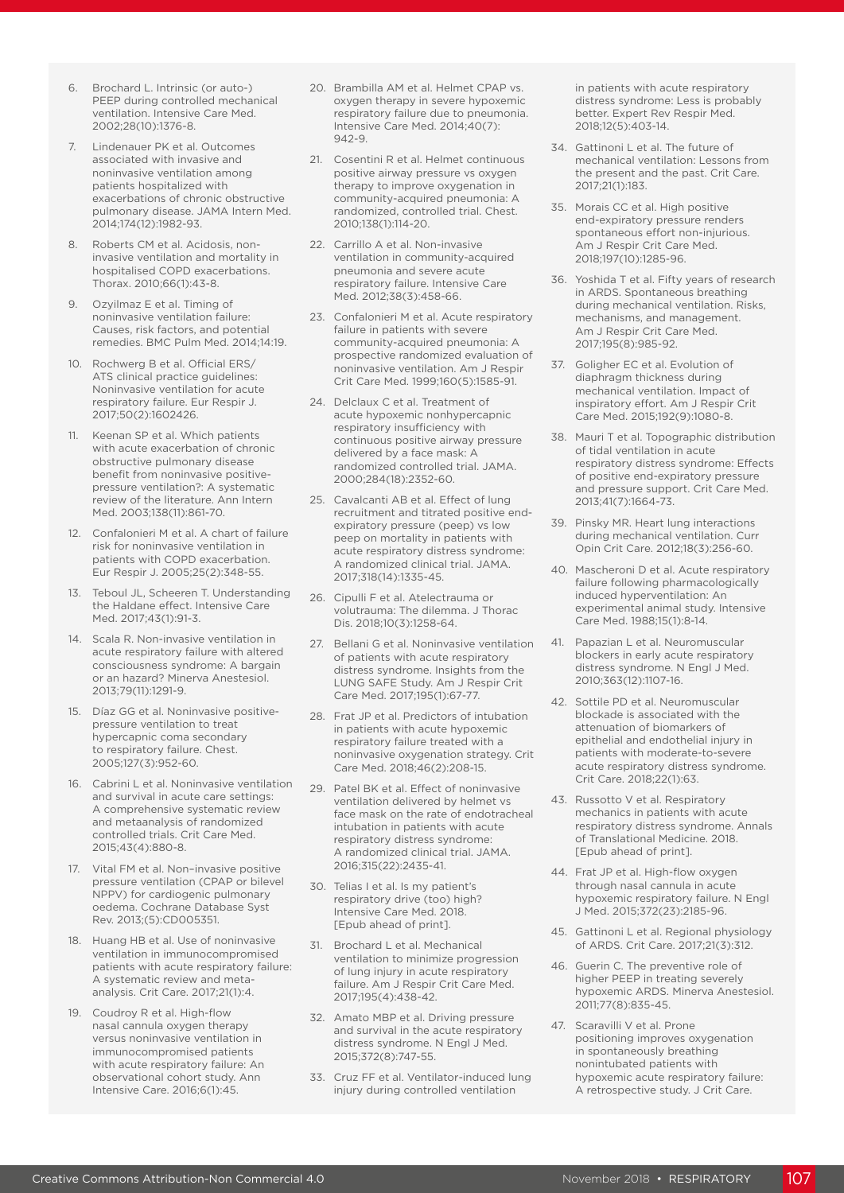6. Brochard L. Intrinsic (or auto-) PEEP during controlled mechanical ventilation. Intensive Care Med. 2002;28(10):1376-8.
7. Lindenauer PK et al. Outcomes associated with invasive and noninvasive ventilation among patients hospitalized with exacerbations of chronic obstructive pulmonary disease. JAMA Intern Med. 2014;174(12):1982-93.
8. Roberts CM et al. Acidosis, non-invasive ventilation and mortality in hospitalised COPD exacerbations. Thorax. 2010;66(1):43-8.
9. Ozyilmaz E et al. Timing of noninvasive ventilation failure: Causes, risk factors, and potential remedies. BMC Pulm Med. 2014;14:19.
10. Rochwerg B et al. Official ERS/ATS clinical practice guidelines: Noninvasive ventilation for acute respiratory failure. Eur Respir J. 2017;50(2):1602426.
11. Keenan SP et al. Which patients with acute exacerbation of chronic obstructive pulmonary disease benefit from noninvasive positive-pressure ventilation?: A systematic review of the literature. Ann Intern Med. 2003;138(11):861-70.
12. Confalonieri M et al. A chart of failure risk for noninvasive ventilation in patients with COPD exacerbation. Eur Respir J. 2005;25(2):348-55.
13. Teboul JL, Scheeren T. Understanding the Haldane effect. Intensive Care Med. 2017;43(1):91-3.
14. Scala R. Non-invasive ventilation in acute respiratory failure with altered consciousness syndrome: A bargain or an hazard? Minerva Anestesiol. 2013;79(11):1291-9.
15. Díaz GG et al. Noninvasive positive-pressure ventilation to treat hypercapnic coma secondary to respiratory failure. Chest. 2005;127(3):952-60.
16. Cabrini L et al. Noninvasive ventilation and survival in acute care settings: A comprehensive systematic review and metaanalysis of randomized controlled trials. Crit Care Med. 2015;43(4):880-8.
17. Vital FM et al. Non–invasive positive pressure ventilation (CPAP or bilevel NPPV) for cardiogenic pulmonary oedema. Cochrane Database Syst Rev. 2013;(5):CD005351.
18. Huang HB et al. Use of noninvasive ventilation in immunocompromised patients with acute respiratory failure: A systematic review and meta-analysis. Crit Care. 2017;21(1):4.
19. Coudroy R et al. High-flow nasal cannula oxygen therapy versus noninvasive ventilation in immunocompromised patients with acute respiratory failure: An observational cohort study. Ann Intensive Care. 2016;6(1):45.
20. Brambilla AM et al. Helmet CPAP vs. oxygen therapy in severe hypoxemic respiratory failure due to pneumonia. Intensive Care Med. 2014;40(7):942-9.
21. Cosentini R et al. Helmet continuous positive airway pressure vs oxygen therapy to improve oxygenation in community-acquired pneumonia: A randomized, controlled trial. Chest. 2010;138(1):114-20.
22. Carrillo A et al. Non-invasive ventilation in community-acquired pneumonia and severe acute respiratory failure. Intensive Care Med. 2012;38(3):458-66.
23. Confalonieri M et al. Acute respiratory failure in patients with severe community-acquired pneumonia: A prospective randomized evaluation of noninvasive ventilation. Am J Respir Crit Care Med. 1999;160(5):1585-91.
24. Delclaux C et al. Treatment of acute hypoxemic nonhypercapnic respiratory insufficiency with continuous positive airway pressure delivered by a face mask: A randomized controlled trial. JAMA. 2000;284(18):2352-60.
25. Cavalcanti AB et al. Effect of lung recruitment and titrated positive end-expiratory pressure (peep) vs low peep on mortality in patients with acute respiratory distress syndrome: A randomized clinical trial. JAMA. 2017;318(14):1335-45.
26. Cipulli F et al. Atelectrauma or volutrauma: The dilemma. J Thorac Dis. 2018;10(3):1258-64.
27. Bellani G et al. Noninvasive ventilation of patients with acute respiratory distress syndrome. Insights from the LUNG SAFE Study. Am J Respir Crit Care Med. 2017;195(1):67-77.
28. Frat JP et al. Predictors of intubation in patients with acute hypoxemic respiratory failure treated with a noninvasive oxygenation strategy. Crit Care Med. 2018;46(2):208-15.
29. Patel BK et al. Effect of noninvasive ventilation delivered by helmet vs face mask on the rate of endotracheal intubation in patients with acute respiratory distress syndrome: A randomized clinical trial. JAMA. 2016;315(22):2435-41.
30. Telias I et al. Is my patient's respiratory drive (too) high? Intensive Care Med. 2018. [Epub ahead of print].
31. Brochard L et al. Mechanical ventilation to minimize progression of lung injury in acute respiratory failure. Am J Respir Crit Care Med. 2017;195(4):438-42.
32. Amato MBP et al. Driving pressure and survival in the acute respiratory distress syndrome. N Engl J Med. 2015;372(8):747-55.
33. Cruz FF et al. Ventilator-induced lung injury during controlled ventilation in patients with acute respiratory distress syndrome: Less is probably better. Expert Rev Respir Med. 2018;12(5):403-14.
34. Gattinoni L et al. The future of mechanical ventilation: Lessons from the present and the past. Crit Care. 2017;21(1):183.
35. Morais CC et al. High positive end-expiratory pressure renders spontaneous effort non-injurious. Am J Respir Crit Care Med. 2018;197(10):1285-96.
36. Yoshida T et al. Fifty years of research in ARDS. Spontaneous breathing during mechanical ventilation. Risks, mechanisms, and management. Am J Respir Crit Care Med. 2017;195(8):985-92.
37. Goligher EC et al. Evolution of diaphragm thickness during mechanical ventilation. Impact of inspiratory effort. Am J Respir Crit Care Med. 2015;192(9):1080-8.
38. Mauri T et al. Topographic distribution of tidal ventilation in acute respiratory distress syndrome: Effects of positive end-expiratory pressure and pressure support. Crit Care Med. 2013;41(7):1664-73.
39. Pinsky MR. Heart lung interactions during mechanical ventilation. Curr Opin Crit Care. 2012;18(3):256-60.
40. Mascheroni D et al. Acute respiratory failure following pharmacologically induced hyperventilation: An experimental animal study. Intensive Care Med. 1988;15(1):8-14.
41. Papazian L et al. Neuromuscular blockers in early acute respiratory distress syndrome. N Engl J Med. 2010;363(12):1107-16.
42. Sottile PD et al. Neuromuscular blockade is associated with the attenuation of biomarkers of epithelial and endothelial injury in patients with moderate-to-severe acute respiratory distress syndrome. Crit Care. 2018;22(1):63.
43. Russotto V et al. Respiratory mechanics in patients with acute respiratory distress syndrome. Annals of Translational Medicine. 2018. [Epub ahead of print].
44. Frat JP et al. High-flow oxygen through nasal cannula in acute hypoxemic respiratory failure. N Engl J Med. 2015;372(23):2185-96.
45. Gattinoni L et al. Regional physiology of ARDS. Crit Care. 2017;21(3):312.
46. Guerin C. The preventive role of higher PEEP in treating severely hypoxemic ARDS. Minerva Anestesiol. 2011;77(8):835-45.
47. Scaravilli V et al. Prone positioning improves oxygenation in spontaneously breathing nonintubated patients with hypoxemic acute respiratory failure: A retrospective study. J Crit Care.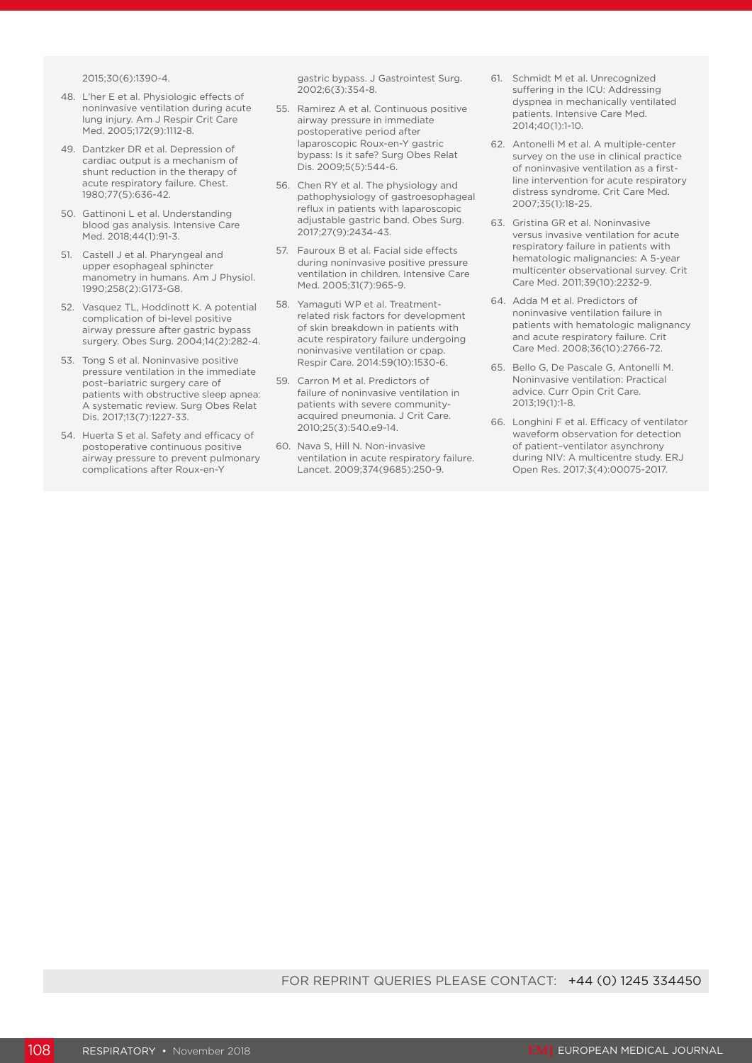2015;30(6):1390-4.

48. L'her E et al. Physiologic effects of noninvasive ventilation during acute lung injury. Am J Respir Crit Care Med. 2005;172(9):1112-8.
49. Dantzker DR et al. Depression of cardiac output is a mechanism of shunt reduction in the therapy of acute respiratory failure. Chest. 1980;77(5):636-42.
50. Gattinoni L et al. Understanding blood gas analysis. Intensive Care Med. 2018;44(1):91-3.
51. Castell J et al. Pharyngeal and upper esophageal sphincter manometry in humans. Am J Physiol. 1990;258(2):G173-G8.
52. Vasquez TL, Hoddinott K. A potential complication of bi-level positive airway pressure after gastric bypass surgery. Obes Surg. 2004;14(2):282-4.
53. Tong S et al. Noninvasive positive pressure ventilation in the immediate post–bariatric surgery care of patients with obstructive sleep apnea: A systematic review. Surg Obes Relat Dis. 2017;13(7):1227-33.
54. Huerta S et al. Safety and efficacy of postoperative continuous positive airway pressure to prevent pulmonary complications after Roux-en-Y gastric bypass. J Gastrointest Surg. 2002;6(3):354-8.
55. Ramirez A et al. Continuous positive airway pressure in immediate postoperative period after laparoscopic Roux-en-Y gastric bypass: Is it safe? Surg Obes Relat Dis. 2009;5(5):544-6.
56. Chen RY et al. The physiology and pathophysiology of gastroesophageal reflux in patients with laparoscopic adjustable gastric band. Obes Surg. 2017;27(9):2434-43.
57. Fauroux B et al. Facial side effects during noninvasive positive pressure ventilation in children. Intensive Care Med. 2005;31(7):965-9.
58. Yamaguti WP et al. Treatment-related risk factors for development of skin breakdown in patients with acute respiratory failure undergoing noninvasive ventilation or cpap. Respir Care. 2014:59(10):1530-6.
59. Carron M et al. Predictors of failure of noninvasive ventilation in patients with severe community-acquired pneumonia. J Crit Care. 2010;25(3):540.e9-14.
60. Nava S, Hill N. Non-invasive ventilation in acute respiratory failure. Lancet. 2009;374(9685):250-9.
61. Schmidt M et al. Unrecognized suffering in the ICU: Addressing dyspnea in mechanically ventilated patients. Intensive Care Med. 2014;40(1):1-10.
62. Antonelli M et al. A multiple-center survey on the use in clinical practice of noninvasive ventilation as a first-line intervention for acute respiratory distress syndrome. Crit Care Med. 2007;35(1):18-25.
63. Gristina GR et al. Noninvasive versus invasive ventilation for acute respiratory failure in patients with hematologic malignancies: A 5-year multicenter observational survey. Crit Care Med. 2011;39(10):2232-9.
64. Adda M et al. Predictors of noninvasive ventilation failure in patients with hematologic malignancy and acute respiratory failure. Crit Care Med. 2008;36(10):2766-72.
65. Bello G, De Pascale G, Antonelli M. Noninvasive ventilation: Practical advice. Curr Opin Crit Care. 2013;19(1):1-8.
66. Longhini F et al. Efficacy of ventilator waveform observation for detection of patient–ventilator asynchrony during NIV: A multicentre study. ERJ Open Res. 2017;3(4):00075-2017.

FOR REPRINT QUERIES PLEASE CONTACT: +44 (0) 1245 334450